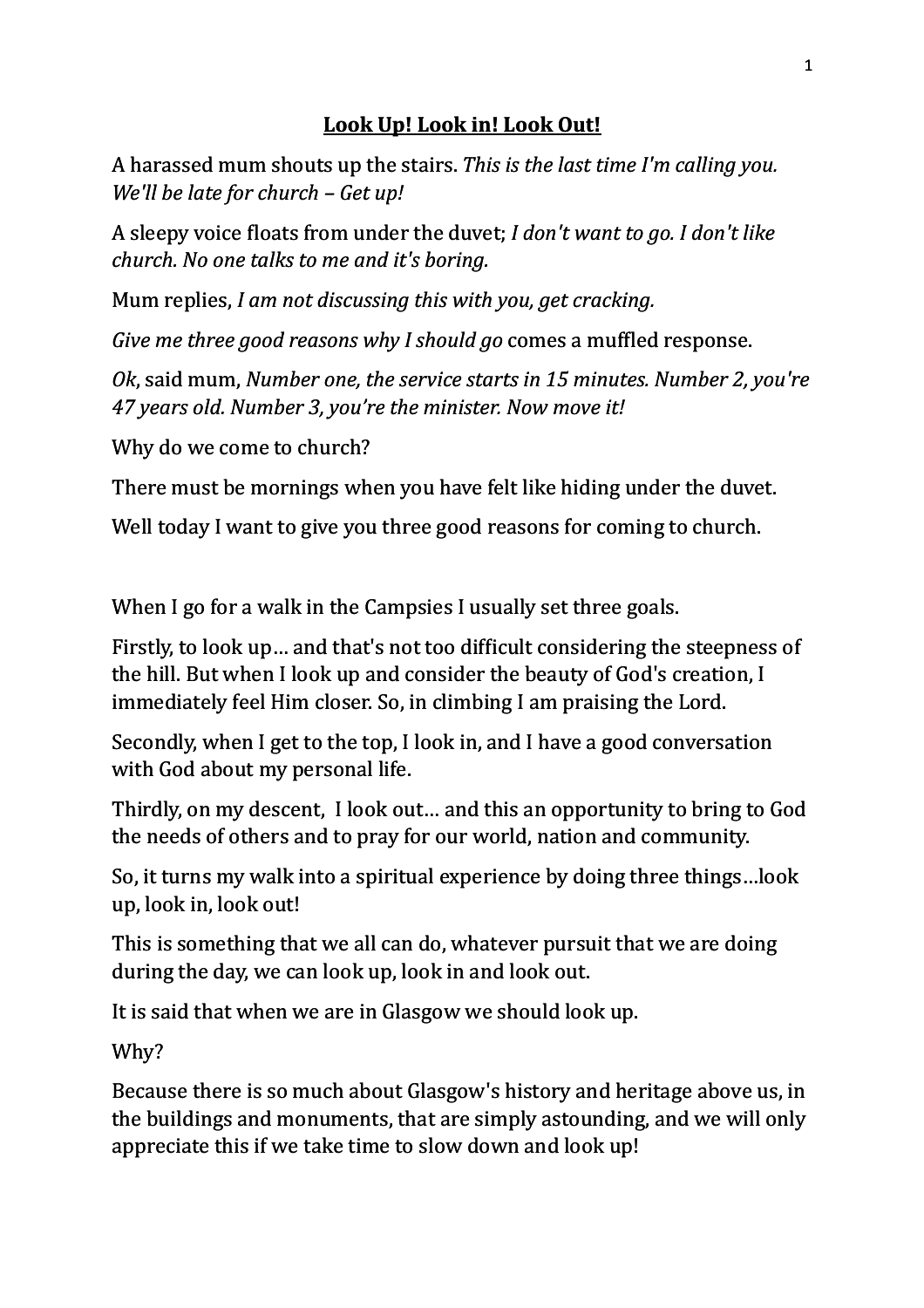# **Look Up! Look in! Look Out!**

A harassed mum shouts up the stairs. *This is the last time I'm calling you. We'll be late for church – Get up!*

A sleepy voice floats from under the duvet; *I don't want to go. I don't like church. No one talks to me and it's boring.*

Mum replies, *I am not discussing this with you, get cracking.*

*Give me three good reasons why I should go* comes a muffled response.

*Ok*, said mum, *Number one, the service starts in 15 minutes. Number 2, you're 47 years old. Number 3, you're the minister. Now move it!*

Why do we come to church?

There must be mornings when you have felt like hiding under the duvet.

Well today I want to give you three good reasons for coming to church.

When I go for a walk in the Campsies I usually set three goals.

Firstly, to look up… and that's not too difficult considering the steepness of the hill. But when I look up and consider the beauty of God's creation, I immediately feel Him closer. So, in climbing I am praising the Lord.

Secondly, when I get to the top, I look in, and I have a good conversation with God about my personal life.

Thirdly, on my descent, I look out… and this an opportunity to bring to God the needs of others and to pray for our world, nation and community.

So, it turns my walk into a spiritual experience by doing three things…look up, look in, look out!

This is something that we all can do, whatever pursuit that we are doing during the day, we can look up, look in and look out.

It is said that when we are in Glasgow we should look up.

Why?

Because there is so much about Glasgow's history and heritage above us, in the buildings and monuments, that are simply astounding, and we will only appreciate this if we take time to slow down and look up!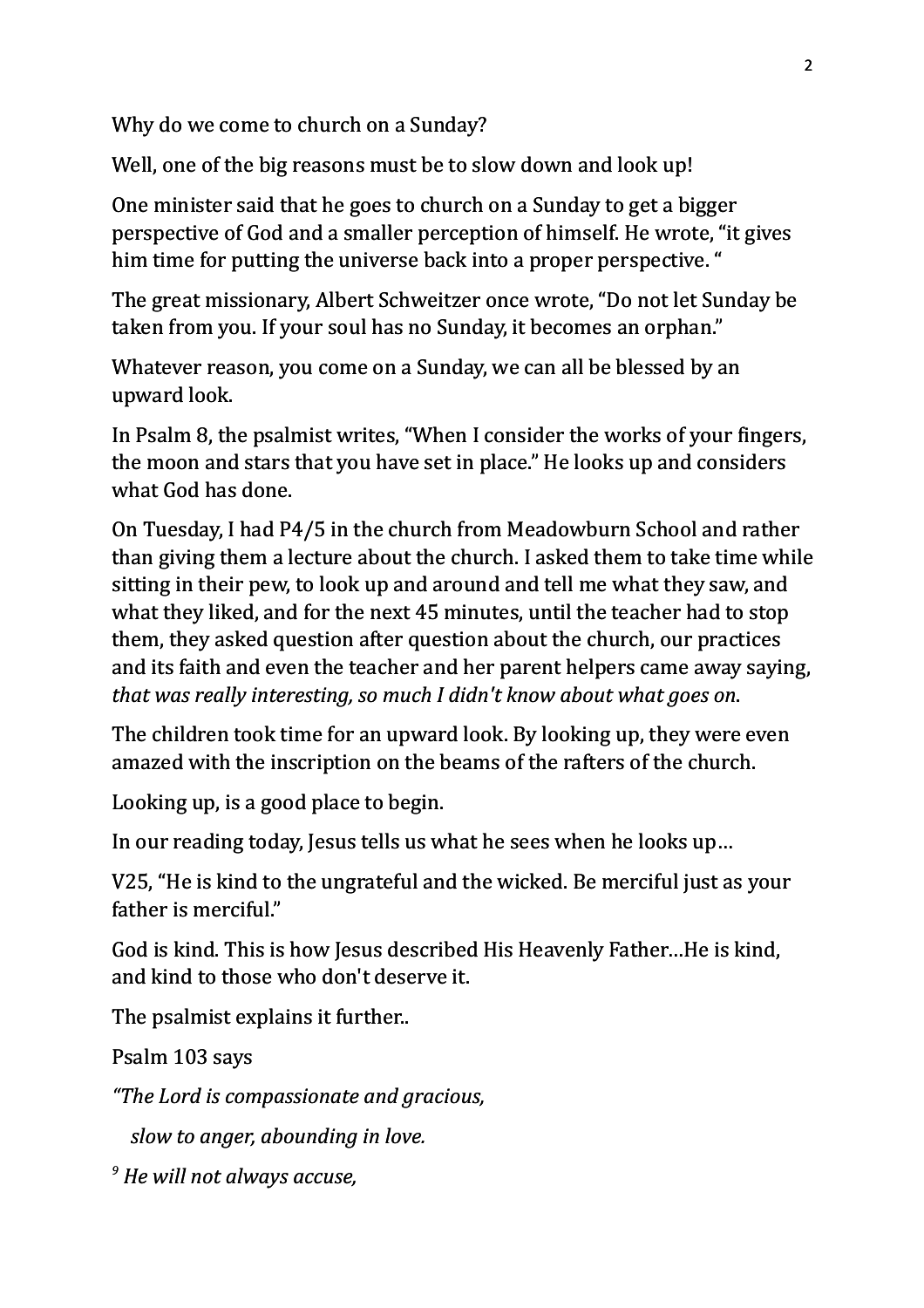Why do we come to church on a Sunday?

Well, one of the big reasons must be to slow down and look up!

One minister said that he goes to church on a Sunday to get a bigger perspective of God and a smaller perception of himself. He wrote, "it gives him time for putting the universe back into a proper perspective. "

The great missionary, Albert Schweitzer once wrote, "Do not let Sunday be taken from you. If your soul has no Sunday, it becomes an orphan."

Whatever reason, you come on a Sunday, we can all be blessed by an upward look.

In Psalm 8, the psalmist writes, "When I consider the works of your fingers, the moon and stars that you have set in place." He looks up and considers what God has done.

On Tuesday, I had P4/5 in the church from Meadowburn School and rather than giving them a lecture about the church. I asked them to take time while sitting in their pew, to look up and around and tell me what they saw, and what they liked, and for the next 45 minutes, until the teacher had to stop them, they asked question after question about the church, our practices and its faith and even the teacher and her parent helpers came away saying, *that was really interesting, so much I didn't know about what goes on*.

The children took time for an upward look. By looking up, they were even amazed with the inscription on the beams of the rafters of the church.

Looking up, is a good place to begin.

In our reading today, Jesus tells us what he sees when he looks up…

V25, "He is kind to the ungrateful and the wicked. Be merciful just as your father is merciful."

God is kind. This is how Jesus described His Heavenly Father…He is kind, and kind to those who don't deserve it.

The psalmist explains it further..

Psalm 103 says

*"The Lord is compassionate and gracious,*

*slow to anger, abounding in love.*

*9 He will not always accuse,*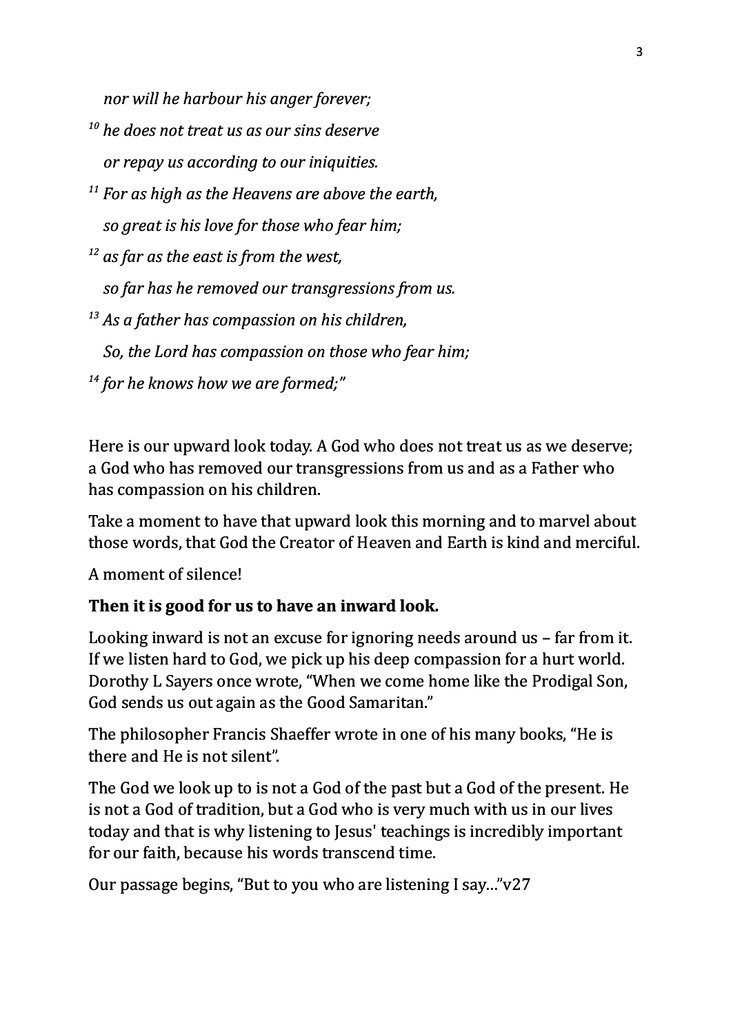*nor will he harbour his anger forever;*

*[10] he does not treat us as our sins deserve*

*or repay us according to our iniquities.*

*[11] For as high as the Heavens are above the earth,*

*so great is his love for those who fear him;*

*[12] as far as the east is from the west,*

*so far has he removed our transgressions from us.*

*[13] As a father has compassion on his children,*

*So, the Lord has compassion on those who fear him;*

*[14] for he knows how we are formed;"*

Here is our upward look today. A God who does not treat us as we deserve; a God who has removed our transgressions from us and as a Father who has compassion on his children.

Take a moment to have that upward look this morning and to marvel about those words, that God the Creator of Heaven and Earth is kind and merciful.

A moment of silence!

**Then it is good for us to have an inward look.**

Looking inward is not an excuse for ignoring needs around us – far from it. If we listen hard to God, we pick up his deep compassion for a hurt world. Dorothy L Sayers once wrote, "When we come home like the Prodigal Son, God sends us out again as the Good Samaritan."

The philosopher Francis Shaeffer wrote in one of his many books, "He is there and He is not silent".

The God we look up to is not a God of the past but a God of the present. He is not a God of tradition, but a God who is very much with us in our lives today and that is why listening to Jesus' teachings is incredibly important for our faith, because his words transcend time.

Our passage begins, "But to you who are listening I say…"v27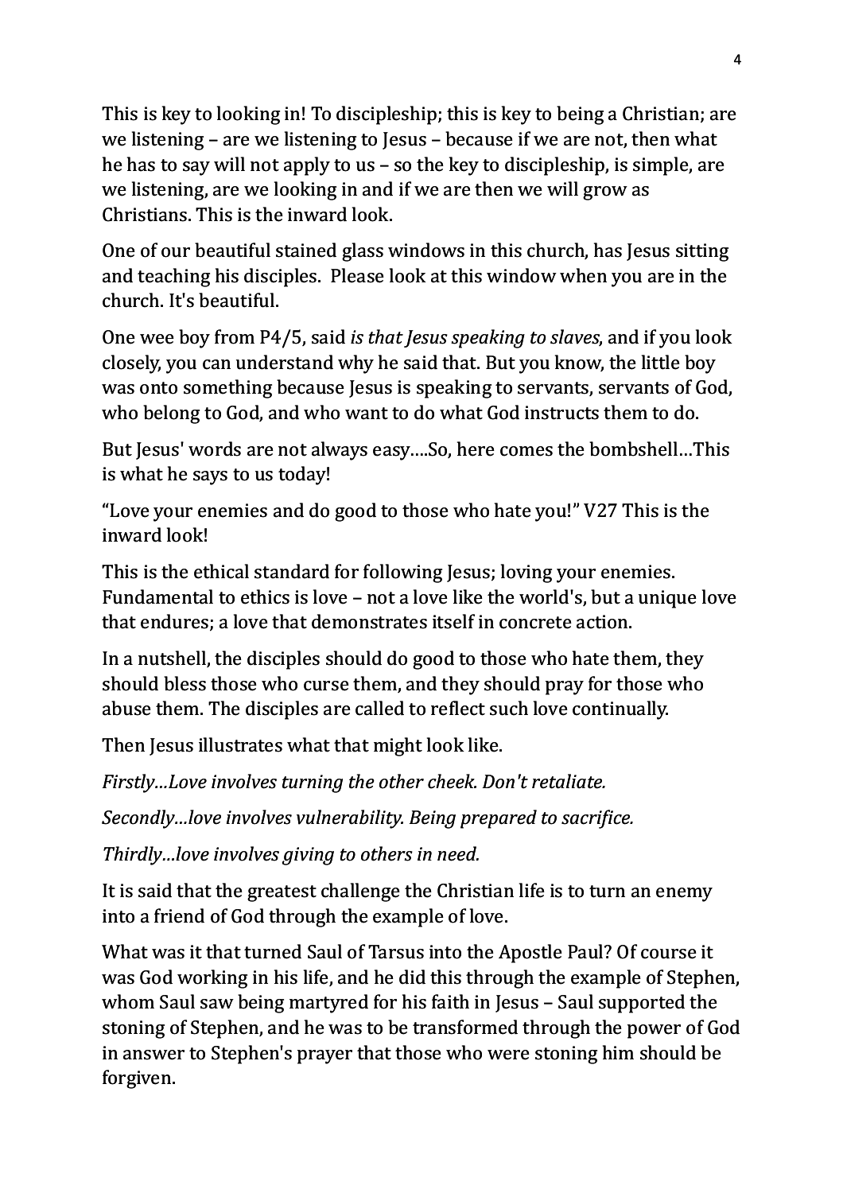This is key to looking in! To discipleship; this is key to being a Christian; are we listening – are we listening to Jesus – because if we are not, then what he has to say will not apply to us – so the key to discipleship, is simple, are we listening, are we looking in and if we are then we will grow as Christians. This is the inward look.

One of our beautiful stained glass windows in this church, has Jesus sitting and teaching his disciples. Please look at this window when you are in the church. It's beautiful.

One wee boy from P4/5, said *is that Jesus speaking to slaves*, and if you look closely, you can understand why he said that. But you know, the little boy was onto something because Jesus is speaking to servants, servants of God, who belong to God, and who want to do what God instructs them to do.

But Jesus' words are not always easy….So, here comes the bombshell…This is what he says to us today!

"Love your enemies and do good to those who hate you!" V27 This is the inward look!

This is the ethical standard for following Jesus; loving your enemies. Fundamental to ethics is love – not a love like the world's, but a unique love that endures; a love that demonstrates itself in concrete action.

In a nutshell, the disciples should do good to those who hate them, they should bless those who curse them, and they should pray for those who abuse them. The disciples are called to reflect such love continually.

Then Jesus illustrates what that might look like.

*Firstly…Love involves turning the other cheek. Don't retaliate.*

*Secondly…love involves vulnerability. Being prepared to sacrifice.*

*Thirdly…love involves giving to others in need.*

It is said that the greatest challenge the Christian life is to turn an enemy into a friend of God through the example of love.

What was it that turned Saul of Tarsus into the Apostle Paul? Of course it was God working in his life, and he did this through the example of Stephen, whom Saul saw being martyred for his faith in Jesus – Saul supported the stoning of Stephen, and he was to be transformed through the power of God in answer to Stephen's prayer that those who were stoning him should be forgiven.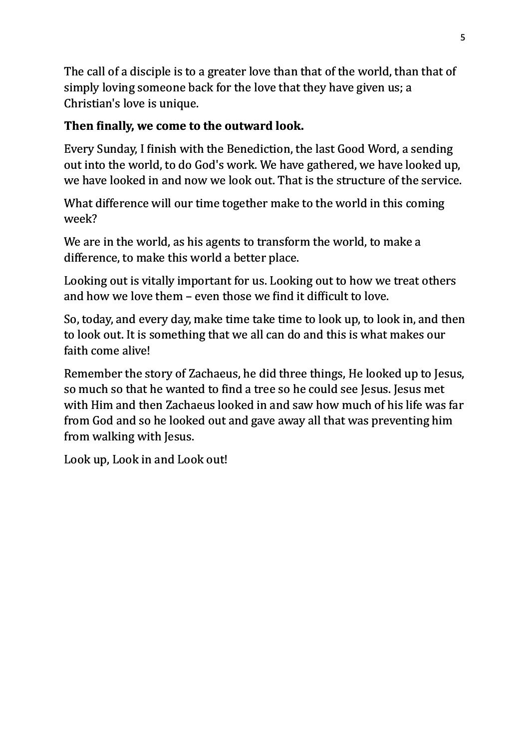The call of a disciple is to a greater love than that of the world, than that of simply loving someone back for the love that they have given us; a Christian's love is unique.

**Then finally, we come to the outward look.**

Every Sunday, I finish with the Benediction, the last Good Word, a sending out into the world, to do God's work. We have gathered, we have looked up, we have looked in and now we look out. That is the structure of the service.

What difference will our time together make to the world in this coming week?

We are in the world, as his agents to transform the world, to make a difference, to make this world a better place.

Looking out is vitally important for us. Looking out to how we treat others and how we love them – even those we find it difficult to love.

So, today, and every day, make time take time to look up, to look in, and then to look out. It is something that we all can do and this is what makes our faith come alive!

Remember the story of Zachaeus, he did three things, He looked up to Jesus, so much so that he wanted to find a tree so he could see Jesus. Jesus met with Him and then Zachaeus looked in and saw how much of his life was far from God and so he looked out and gave away all that was preventing him from walking with Jesus.

Look up, Look in and Look out!